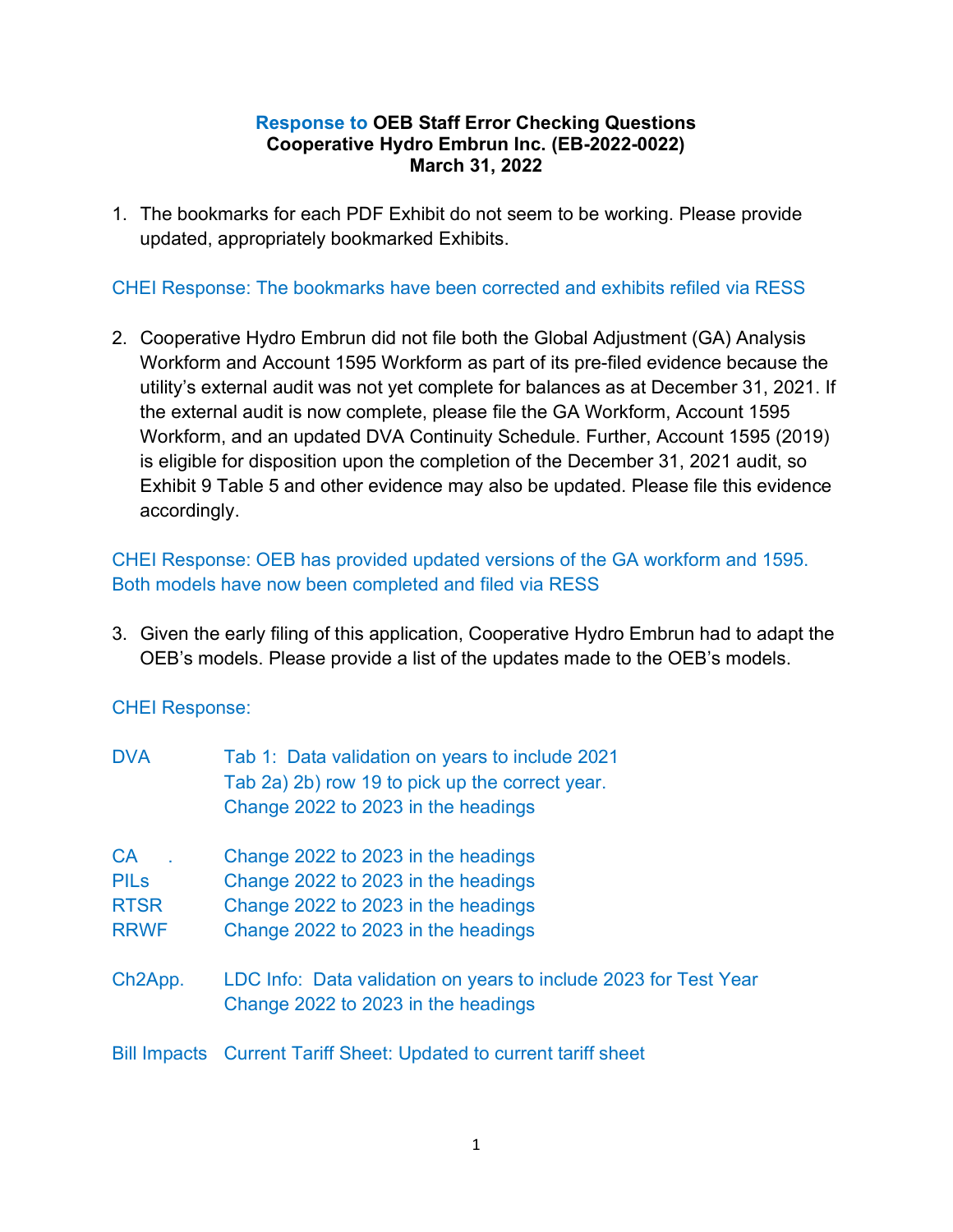**Response to OEB Staff Error Checking Questions**
**Cooperative Hydro Embrun Inc. (EB-2022-0022)**
**March 31, 2022**

1. The bookmarks for each PDF Exhibit do not seem to be working. Please provide updated, appropriately bookmarked Exhibits.

CHEI Response: The bookmarks have been corrected and exhibits refiled via RESS

2. Cooperative Hydro Embrun did not file both the Global Adjustment (GA) Analysis Workform and Account 1595 Workform as part of its pre-filed evidence because the utility's external audit was not yet complete for balances as at December 31, 2021. If the external audit is now complete, please file the GA Workform, Account 1595 Workform, and an updated DVA Continuity Schedule. Further, Account 1595 (2019) is eligible for disposition upon the completion of the December 31, 2021 audit, so Exhibit 9 Table 5 and other evidence may also be updated. Please file this evidence accordingly.

CHEI Response: OEB has provided updated versions of the GA workform and 1595. Both models have now been completed and filed via RESS

3. Given the early filing of this application, Cooperative Hydro Embrun had to adapt the OEB's models. Please provide a list of the updates made to the OEB's models.

CHEI Response:

| | |
|---|---|
| DVA | Tab 1: Data validation on years to include 2021<br>Tab 2a) 2b) row 19 to pick up the correct year.<br>Change 2022 to 2023 in the headings |
| CA . | Change 2022 to 2023 in the headings |
| PILs | Change 2022 to 2023 in the headings |
| RTSR | Change 2022 to 2023 in the headings |
| RRWF | Change 2022 to 2023 in the headings |
| Ch2App. | LDC Info: Data validation on years to include 2023 for Test Year<br>Change 2022 to 2023 in the headings |
| Bill Impacts | Current Tariff Sheet: Updated to current tariff sheet |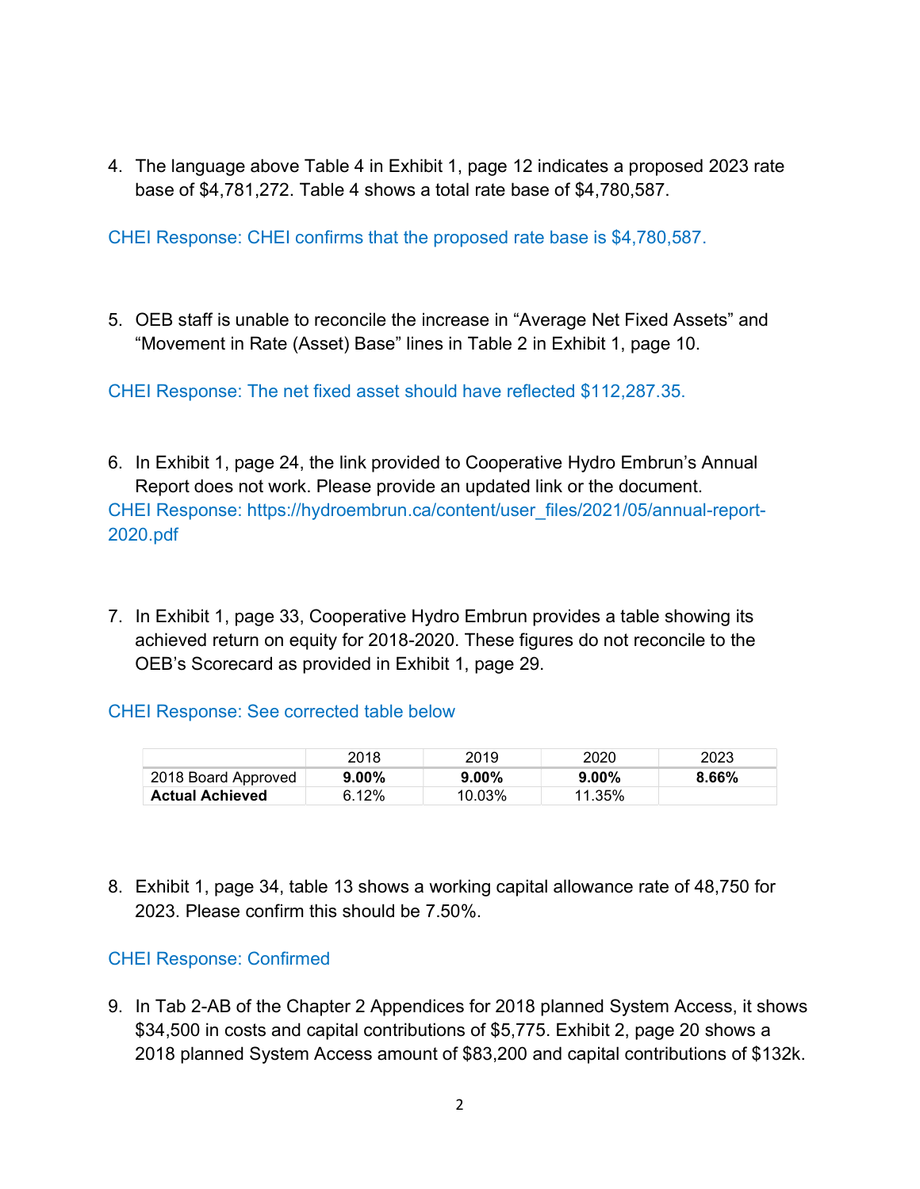4. The language above Table 4 in Exhibit 1, page 12 indicates a proposed 2023 rate base of $4,781,272. Table 4 shows a total rate base of $4,780,587.

CHEI Response: CHEI confirms that the proposed rate base is $4,780,587.

5. OEB staff is unable to reconcile the increase in "Average Net Fixed Assets" and "Movement in Rate (Asset) Base" lines in Table 2 in Exhibit 1, page 10.

CHEI Response: The net fixed asset should have reflected $112,287.35.

6. In Exhibit 1, page 24, the link provided to Cooperative Hydro Embrun's Annual Report does not work. Please provide an updated link or the document.

CHEI Response: https://hydroembrun.ca/content/user_files/2021/05/annual-report-2020.pdf

7. In Exhibit 1, page 33, Cooperative Hydro Embrun provides a table showing its achieved return on equity for 2018-2020. These figures do not reconcile to the OEB's Scorecard as provided in Exhibit 1, page 29.

CHEI Response: See corrected table below

| | 2018 | 2019 | 2020 | 2023 |
|---|---|---|---|---|
| 2018 Board Approved | **9.00%** | **9.00%** | **9.00%** | **8.66%** |
| **Actual Achieved** | 6.12% | 10.03% | 11.35% | |

8. Exhibit 1, page 34, table 13 shows a working capital allowance rate of 48,750 for 2023. Please confirm this should be 7.50%.

CHEI Response: Confirmed

9. In Tab 2-AB of the Chapter 2 Appendices for 2018 planned System Access, it shows $34,500 in costs and capital contributions of $5,775. Exhibit 2, page 20 shows a 2018 planned System Access amount of $83,200 and capital contributions of $132k.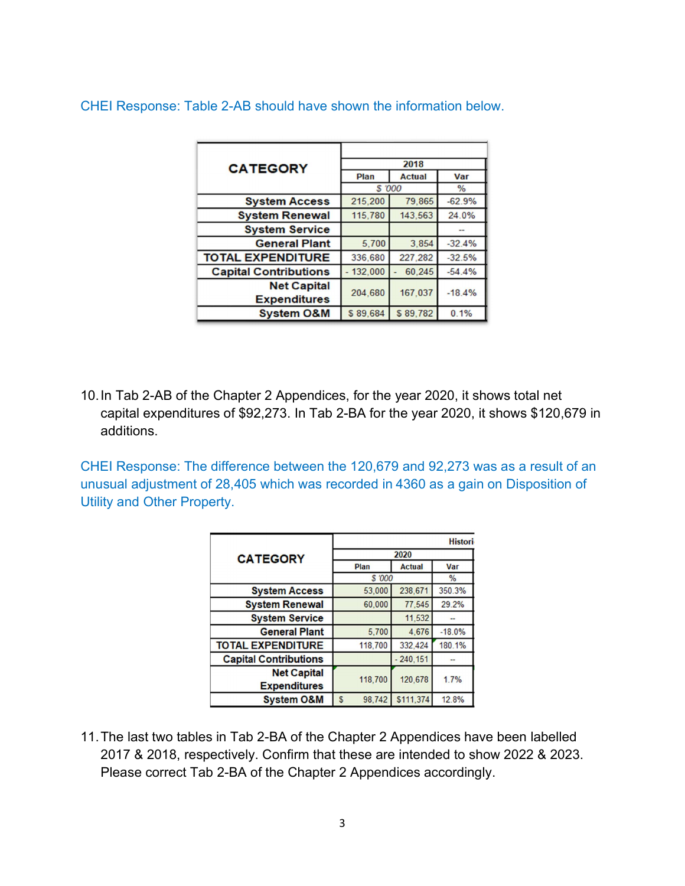CHEI Response: Table 2-AB should have shown the information below.

| CATEGORY | 2018 | | |
|---|---|---|---|
| | Plan | Actual | Var |
| | $ '000 | | % |
| System Access | 215,200 | 79,865 | -62.9% |
| System Renewal | 115,780 | 143,563 | 24.0% |
| System Service | | | -- |
| General Plant | 5,700 | 3,854 | -32.4% |
| TOTAL EXPENDITURE | 336,680 | 227,282 | -32.5% |
| Capital Contributions | - 132,000 | - 60,245 | -54.4% |
| Net Capital Expenditures | 204,680 | 167,037 | -18.4% |
| System O&M | $ 89,684 | $ 89,782 | 0.1% |

10. In Tab 2-AB of the Chapter 2 Appendices, for the year 2020, it shows total net capital expenditures of $92,273. In Tab 2-BA for the year 2020, it shows $120,679 in additions.

CHEI Response: The difference between the 120,679 and 92,273 was as a result of an unusual adjustment of 28,405 which was recorded in 4360 as a gain on Disposition of Utility and Other Property.

| CATEGORY | Histori | | |
|---|---|---|---|
| | 2020 | | |
| | Plan | Actual | Var |
| | $ '000 | | % |
| System Access | 53,000 | 238,671 | 350.3% |
| System Renewal | 60,000 | 77,545 | 29.2% |
| System Service | | 11,532 | -- |
| General Plant | 5,700 | 4,676 | -18.0% |
| TOTAL EXPENDITURE | 118,700 | 332,424 | 180.1% |
| Capital Contributions | | - 240,151 | -- |
| Net Capital Expenditures | 118,700 | 120,678 | 1.7% |
| System O&M | $ 98,742 | $111,374 | 12.8% |

11. The last two tables in Tab 2-BA of the Chapter 2 Appendices have been labelled 2017 & 2018, respectively. Confirm that these are intended to show 2022 & 2023. Please correct Tab 2-BA of the Chapter 2 Appendices accordingly.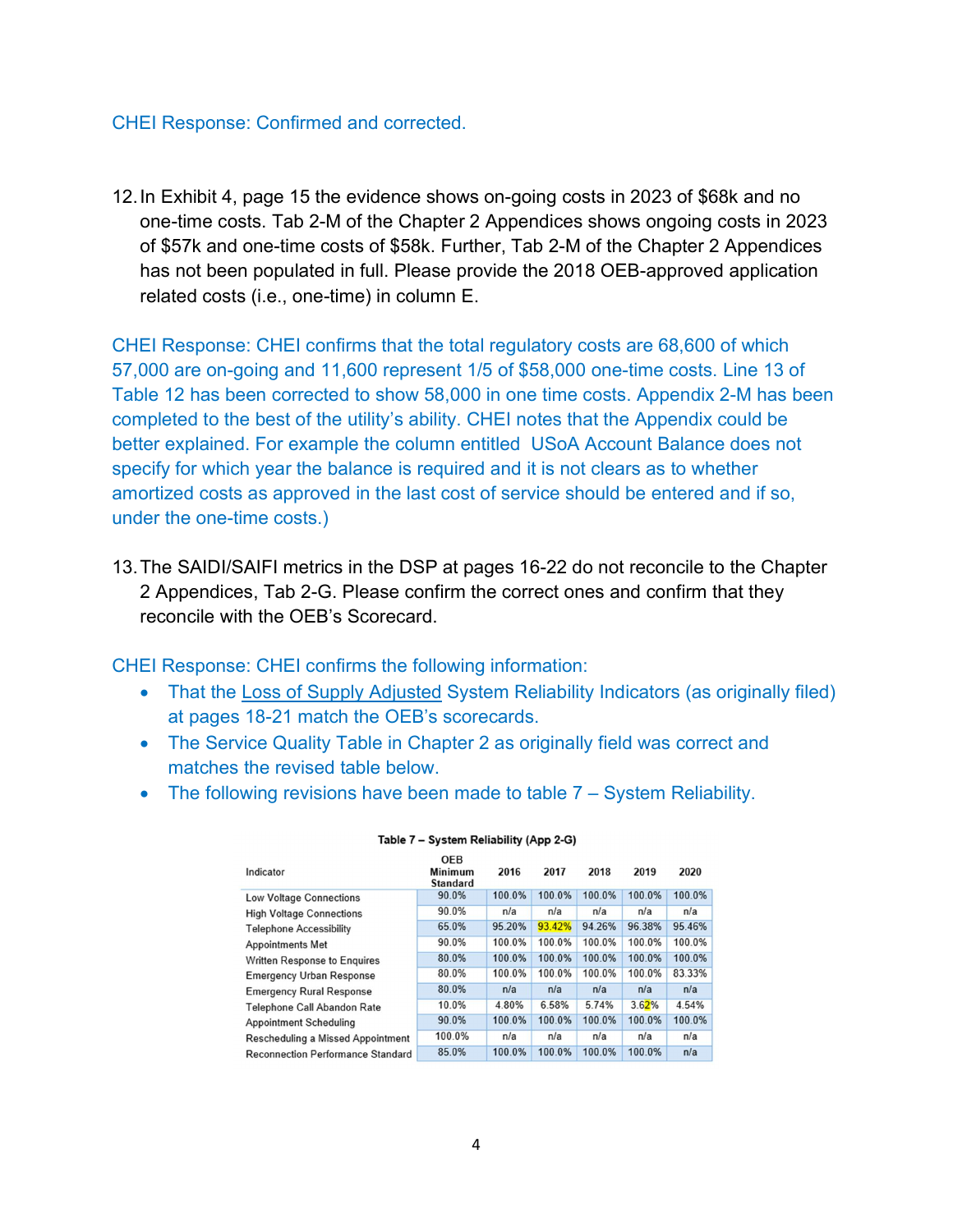CHEI Response: Confirmed and corrected.

12. In Exhibit 4, page 15 the evidence shows on-going costs in 2023 of $68k and no one-time costs. Tab 2-M of the Chapter 2 Appendices shows ongoing costs in 2023 of $57k and one-time costs of $58k. Further, Tab 2-M of the Chapter 2 Appendices has not been populated in full. Please provide the 2018 OEB-approved application related costs (i.e., one-time) in column E.

CHEI Response: CHEI confirms that the total regulatory costs are 68,600 of which 57,000 are on-going and 11,600 represent 1/5 of $58,000 one-time costs. Line 13 of Table 12 has been corrected to show 58,000 in one time costs. Appendix 2-M has been completed to the best of the utility's ability. CHEI notes that the Appendix could be better explained. For example the column entitled USoA Account Balance does not specify for which year the balance is required and it is not clears as to whether amortized costs as approved in the last cost of service should be entered and if so, under the one-time costs.)

13. The SAIDI/SAIFI metrics in the DSP at pages 16-22 do not reconcile to the Chapter 2 Appendices, Tab 2-G. Please confirm the correct ones and confirm that they reconcile with the OEB's Scorecard.

CHEI Response: CHEI confirms the following information:

- That the Loss of Supply Adjusted System Reliability Indicators (as originally filed) at pages 18-21 match the OEB's scorecards.
- The Service Quality Table in Chapter 2 as originally field was correct and matches the revised table below.
- The following revisions have been made to table 7 – System Reliability.

**Table 7 – System Reliability (App 2-G)**

| Indicator | OEB Minimum Standard | 2016 | 2017 | 2018 | 2019 | 2020 |
|---|---|---|---|---|---|---|
| Low Voltage Connections | 90.0% | 100.0% | 100.0% | 100.0% | 100.0% | 100.0% |
| High Voltage Connections | 90.0% | n/a | n/a | n/a | n/a | n/a |
| Telephone Accessibility | 65.0% | 95.20% | 93.42% | 94.26% | 96.38% | 95.46% |
| Appointments Met | 90.0% | 100.0% | 100.0% | 100.0% | 100.0% | 100.0% |
| Written Response to Enquires | 80.0% | 100.0% | 100.0% | 100.0% | 100.0% | 100.0% |
| Emergency Urban Response | 80.0% | 100.0% | 100.0% | 100.0% | 100.0% | 83.33% |
| Emergency Rural Response | 80.0% | n/a | n/a | n/a | n/a | n/a |
| Telephone Call Abandon Rate | 10.0% | 4.80% | 6.58% | 5.74% | 3.62% | 4.54% |
| Appointment Scheduling | 90.0% | 100.0% | 100.0% | 100.0% | 100.0% | 100.0% |
| Rescheduling a Missed Appointment | 100.0% | n/a | n/a | n/a | n/a | n/a |
| Reconnection Performance Standard | 85.0% | 100.0% | 100.0% | 100.0% | 100.0% | n/a |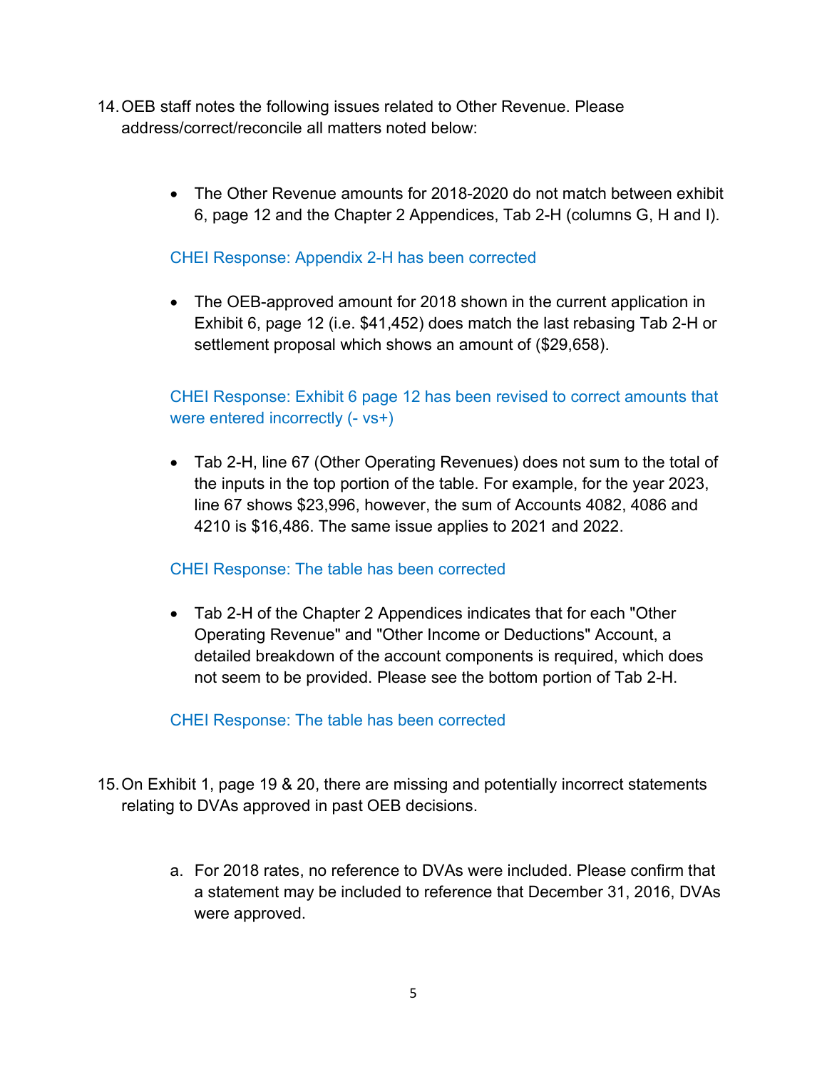14. OEB staff notes the following issues related to Other Revenue. Please address/correct/reconcile all matters noted below:

    - The Other Revenue amounts for 2018-2020 do not match between exhibit 6, page 12 and the Chapter 2 Appendices, Tab 2-H (columns G, H and I).

    CHEI Response: Appendix 2-H has been corrected

    - The OEB-approved amount for 2018 shown in the current application in Exhibit 6, page 12 (i.e. $41,452) does match the last rebasing Tab 2-H or settlement proposal which shows an amount of ($29,658).

    CHEI Response: Exhibit 6 page 12 has been revised to correct amounts that were entered incorrectly (- vs+)

    - Tab 2-H, line 67 (Other Operating Revenues) does not sum to the total of the inputs in the top portion of the table. For example, for the year 2023, line 67 shows $23,996, however, the sum of Accounts 4082, 4086 and 4210 is $16,486. The same issue applies to 2021 and 2022.

    CHEI Response: The table has been corrected

    - Tab 2-H of the Chapter 2 Appendices indicates that for each "Other Operating Revenue" and "Other Income or Deductions" Account, a detailed breakdown of the account components is required, which does not seem to be provided. Please see the bottom portion of Tab 2-H.

    CHEI Response: The table has been corrected

15. On Exhibit 1, page 19 & 20, there are missing and potentially incorrect statements relating to DVAs approved in past OEB decisions.

    a. For 2018 rates, no reference to DVAs were included. Please confirm that a statement may be included to reference that December 31, 2016, DVAs were approved.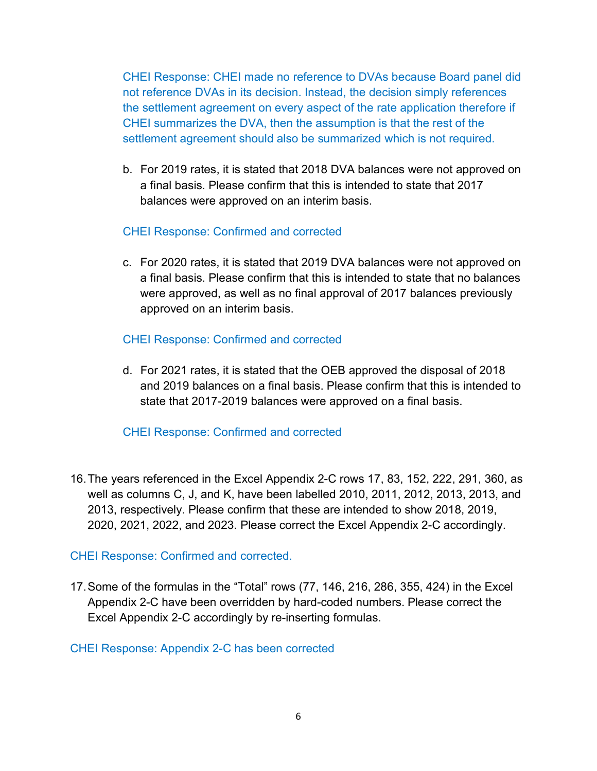CHEI Response: CHEI made no reference to DVAs because Board panel did not reference DVAs in its decision. Instead, the decision simply references the settlement agreement on every aspect of the rate application therefore if CHEI summarizes the DVA, then the assumption is that the rest of the settlement agreement should also be summarized which is not required.

b. For 2019 rates, it is stated that 2018 DVA balances were not approved on a final basis. Please confirm that this is intended to state that 2017 balances were approved on an interim basis.

CHEI Response: Confirmed and corrected

c. For 2020 rates, it is stated that 2019 DVA balances were not approved on a final basis. Please confirm that this is intended to state that no balances were approved, as well as no final approval of 2017 balances previously approved on an interim basis.

CHEI Response: Confirmed and corrected

d. For 2021 rates, it is stated that the OEB approved the disposal of 2018 and 2019 balances on a final basis. Please confirm that this is intended to state that 2017-2019 balances were approved on a final basis.

CHEI Response: Confirmed and corrected

16. The years referenced in the Excel Appendix 2-C rows 17, 83, 152, 222, 291, 360, as well as columns C, J, and K, have been labelled 2010, 2011, 2012, 2013, 2013, and 2013, respectively. Please confirm that these are intended to show 2018, 2019, 2020, 2021, 2022, and 2023. Please correct the Excel Appendix 2-C accordingly.

CHEI Response: Confirmed and corrected.

17. Some of the formulas in the "Total" rows (77, 146, 216, 286, 355, 424) in the Excel Appendix 2-C have been overridden by hard-coded numbers. Please correct the Excel Appendix 2-C accordingly by re-inserting formulas.

CHEI Response: Appendix 2-C has been corrected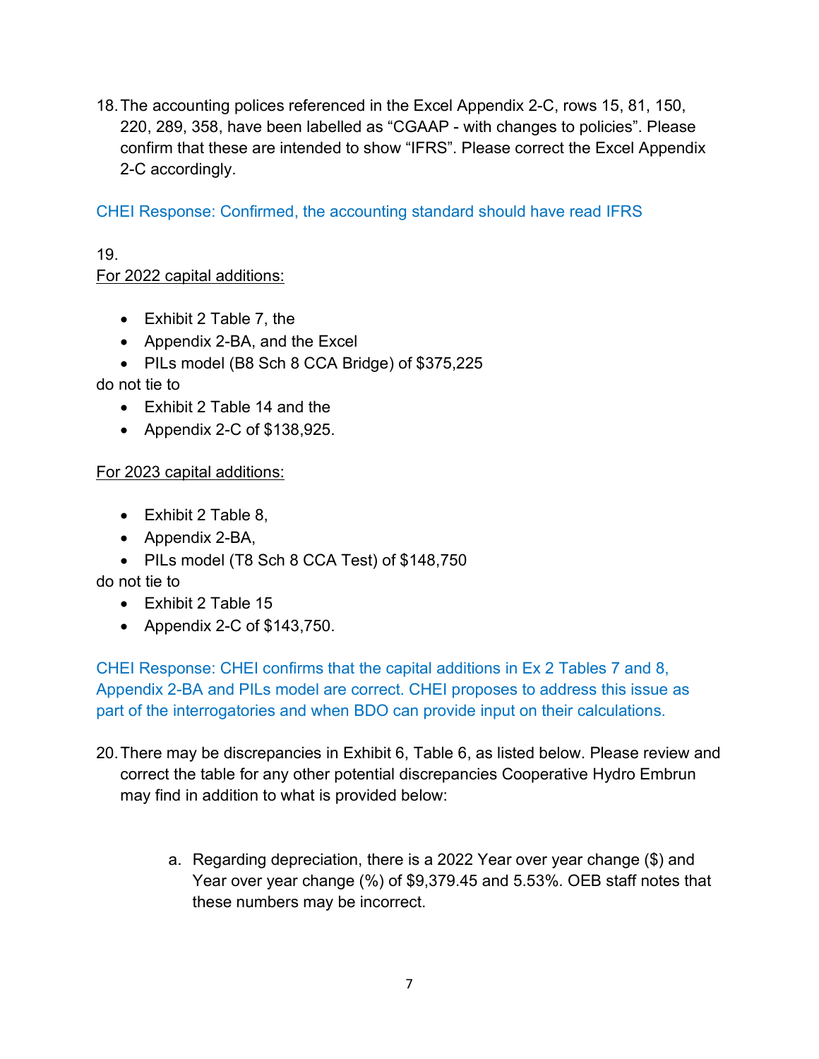18. The accounting polices referenced in the Excel Appendix 2-C, rows 15, 81, 150, 220, 289, 358, have been labelled as "CGAAP - with changes to policies". Please confirm that these are intended to show "IFRS". Please correct the Excel Appendix 2-C accordingly.

CHEI Response: Confirmed, the accounting standard should have read IFRS

19.

<u>For 2022 capital additions:</u>

- Exhibit 2 Table 7, the
- Appendix 2-BA, and the Excel
- PILs model (B8 Sch 8 CCA Bridge) of $375,225

do not tie to

- Exhibit 2 Table 14 and the
- Appendix 2-C of $138,925.

<u>For 2023 capital additions:</u>

- Exhibit 2 Table 8,
- Appendix 2-BA,
- PILs model (T8 Sch 8 CCA Test) of $148,750

do not tie to

- Exhibit 2 Table 15
- Appendix 2-C of $143,750.

CHEI Response: CHEI confirms that the capital additions in Ex 2 Tables 7 and 8, Appendix 2-BA and PILs model are correct. CHEI proposes to address this issue as part of the interrogatories and when BDO can provide input on their calculations.

20. There may be discrepancies in Exhibit 6, Table 6, as listed below. Please review and correct the table for any other potential discrepancies Cooperative Hydro Embrun may find in addition to what is provided below:

    a. Regarding depreciation, there is a 2022 Year over year change ($) and Year over year change (%) of $9,379.45 and 5.53%. OEB staff notes that these numbers may be incorrect.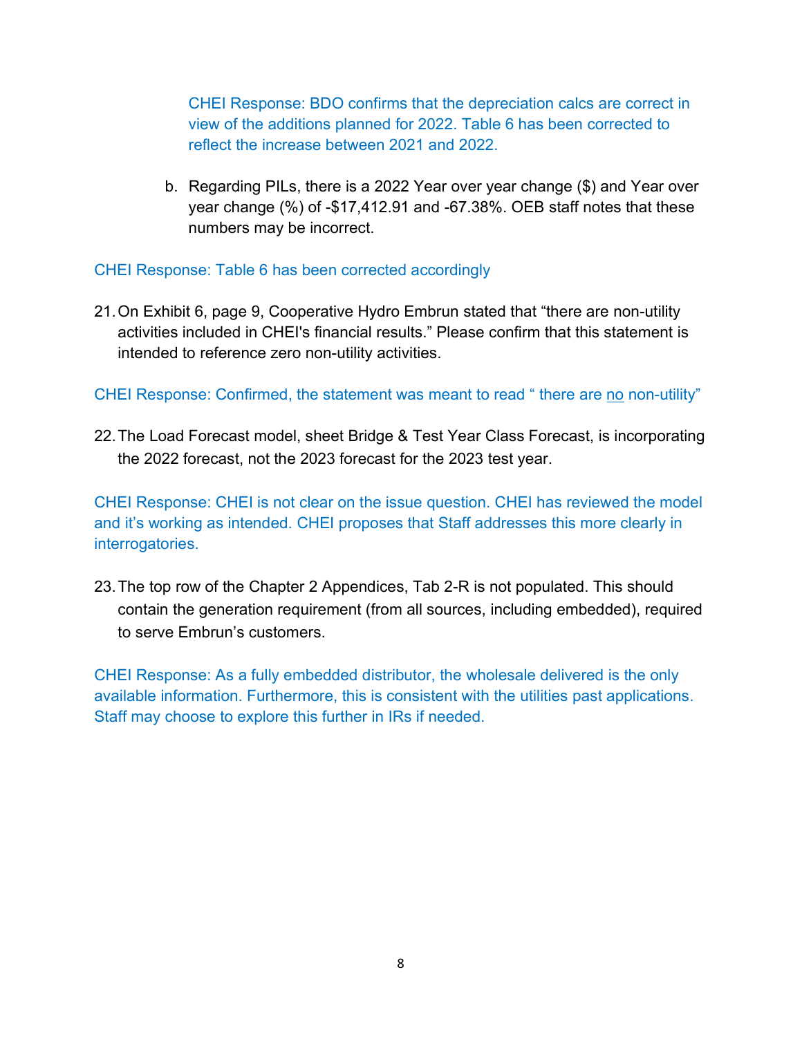CHEI Response: BDO confirms that the depreciation calcs are correct in view of the additions planned for 2022. Table 6 has been corrected to reflect the increase between 2021 and 2022.

b. Regarding PILs, there is a 2022 Year over year change ($) and Year over year change (%) of -$17,412.91 and -67.38%. OEB staff notes that these numbers may be incorrect.

CHEI Response: Table 6 has been corrected accordingly

21. On Exhibit 6, page 9, Cooperative Hydro Embrun stated that “there are non-utility activities included in CHEI's financial results.” Please confirm that this statement is intended to reference zero non-utility activities.

CHEI Response: Confirmed, the statement was meant to read “ there are <u>no</u> non-utility”

22. The Load Forecast model, sheet Bridge & Test Year Class Forecast, is incorporating the 2022 forecast, not the 2023 forecast for the 2023 test year.

CHEI Response: CHEI is not clear on the issue question. CHEI has reviewed the model and it’s working as intended. CHEI proposes that Staff addresses this more clearly in interrogatories.

23. The top row of the Chapter 2 Appendices, Tab 2-R is not populated. This should contain the generation requirement (from all sources, including embedded), required to serve Embrun’s customers.

CHEI Response: As a fully embedded distributor, the wholesale delivered is the only available information. Furthermore, this is consistent with the utilities past applications. Staff may choose to explore this further in IRs if needed.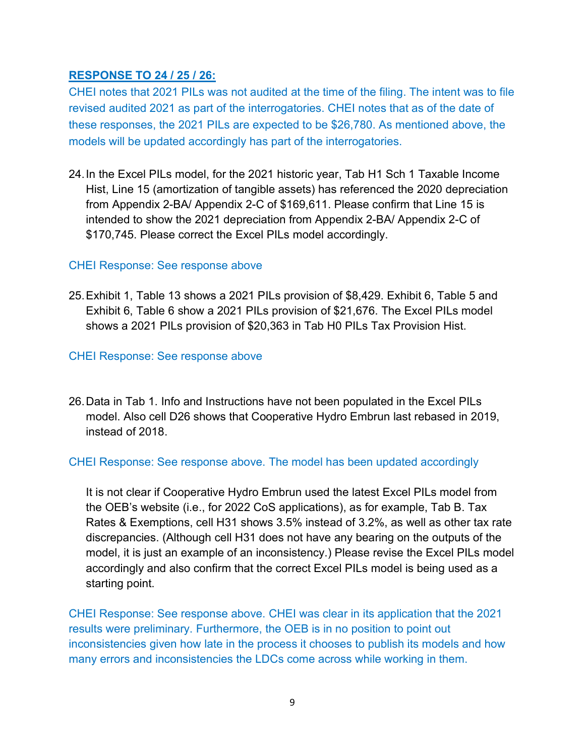**RESPONSE TO 24 / 25 / 26:**

CHEI notes that 2021 PILs was not audited at the time of the filing. The intent was to file revised audited 2021 as part of the interrogatories. CHEI notes that as of the date of these responses, the 2021 PILs are expected to be $26,780. As mentioned above, the models will be updated accordingly has part of the interrogatories.

24. In the Excel PILs model, for the 2021 historic year, Tab H1 Sch 1 Taxable Income Hist, Line 15 (amortization of tangible assets) has referenced the 2020 depreciation from Appendix 2-BA/ Appendix 2-C of $169,611. Please confirm that Line 15 is intended to show the 2021 depreciation from Appendix 2-BA/ Appendix 2-C of $170,745. Please correct the Excel PILs model accordingly.

CHEI Response: See response above

25. Exhibit 1, Table 13 shows a 2021 PILs provision of $8,429. Exhibit 6, Table 5 and Exhibit 6, Table 6 show a 2021 PILs provision of $21,676. The Excel PILs model shows a 2021 PILs provision of $20,363 in Tab H0 PILs Tax Provision Hist.

CHEI Response: See response above

26. Data in Tab 1. Info and Instructions have not been populated in the Excel PILs model. Also cell D26 shows that Cooperative Hydro Embrun last rebased in 2019, instead of 2018.

CHEI Response: See response above. The model has been updated accordingly

It is not clear if Cooperative Hydro Embrun used the latest Excel PILs model from the OEB's website (i.e., for 2022 CoS applications), as for example, Tab B. Tax Rates & Exemptions, cell H31 shows 3.5% instead of 3.2%, as well as other tax rate discrepancies. (Although cell H31 does not have any bearing on the outputs of the model, it is just an example of an inconsistency.) Please revise the Excel PILs model accordingly and also confirm that the correct Excel PILs model is being used as a starting point.

CHEI Response: See response above. CHEI was clear in its application that the 2021 results were preliminary. Furthermore, the OEB is in no position to point out inconsistencies given how late in the process it chooses to publish its models and how many errors and inconsistencies the LDCs come across while working in them.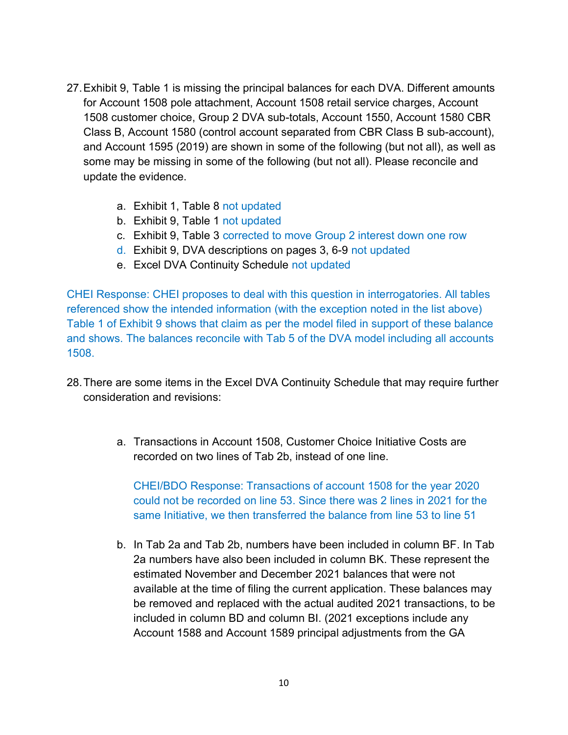27. Exhibit 9, Table 1 is missing the principal balances for each DVA. Different amounts for Account 1508 pole attachment, Account 1508 retail service charges, Account 1508 customer choice, Group 2 DVA sub-totals, Account 1550, Account 1580 CBR Class B, Account 1580 (control account separated from CBR Class B sub-account), and Account 1595 (2019) are shown in some of the following (but not all), as well as some may be missing in some of the following (but not all). Please reconcile and update the evidence.

    a. Exhibit 1, Table 8 not updated
    b. Exhibit 9, Table 1 not updated
    c. Exhibit 9, Table 3 corrected to move Group 2 interest down one row
    d. Exhibit 9, DVA descriptions on pages 3, 6-9 not updated
    e. Excel DVA Continuity Schedule not updated

CHEI Response: CHEI proposes to deal with this question in interrogatories. All tables referenced show the intended information (with the exception noted in the list above) Table 1 of Exhibit 9 shows that claim as per the model filed in support of these balance and shows. The balances reconcile with Tab 5 of the DVA model including all accounts 1508.

28. There are some items in the Excel DVA Continuity Schedule that may require further consideration and revisions:

    a. Transactions in Account 1508, Customer Choice Initiative Costs are recorded on two lines of Tab 2b, instead of one line.

       CHEI/BDO Response: Transactions of account 1508 for the year 2020 could not be recorded on line 53. Since there was 2 lines in 2021 for the same Initiative, we then transferred the balance from line 53 to line 51

    b. In Tab 2a and Tab 2b, numbers have been included in column BF. In Tab 2a numbers have also been included in column BK. These represent the estimated November and December 2021 balances that were not available at the time of filing the current application. These balances may be removed and replaced with the actual audited 2021 transactions, to be included in column BD and column BI. (2021 exceptions include any Account 1588 and Account 1589 principal adjustments from the GA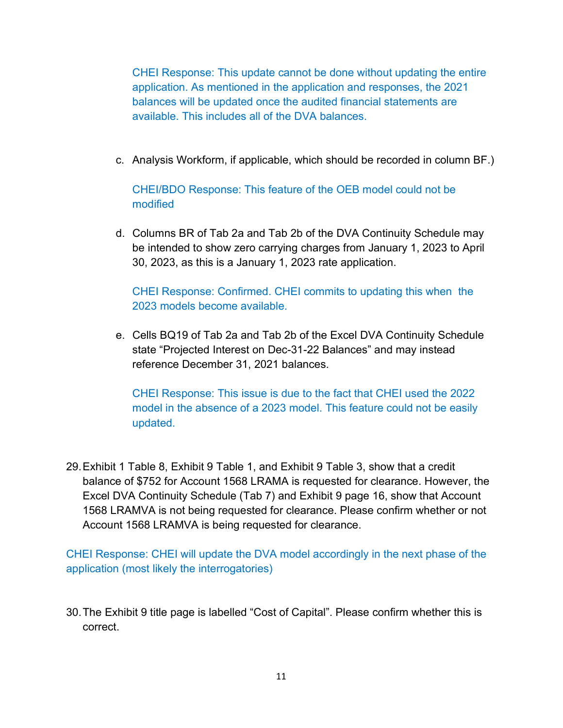CHEI Response: This update cannot be done without updating the entire application. As mentioned in the application and responses, the 2021 balances will be updated once the audited financial statements are available. This includes all of the DVA balances.

c. Analysis Workform, if applicable, which should be recorded in column BF.)

   CHEI/BDO Response: This feature of the OEB model could not be modified

d. Columns BR of Tab 2a and Tab 2b of the DVA Continuity Schedule may be intended to show zero carrying charges from January 1, 2023 to April 30, 2023, as this is a January 1, 2023 rate application.

   CHEI Response: Confirmed. CHEI commits to updating this when the 2023 models become available.

e. Cells BQ19 of Tab 2a and Tab 2b of the Excel DVA Continuity Schedule state "Projected Interest on Dec-31-22 Balances" and may instead reference December 31, 2021 balances.

   CHEI Response: This issue is due to the fact that CHEI used the 2022 model in the absence of a 2023 model. This feature could not be easily updated.

29. Exhibit 1 Table 8, Exhibit 9 Table 1, and Exhibit 9 Table 3, show that a credit balance of $752 for Account 1568 LRAMA is requested for clearance. However, the Excel DVA Continuity Schedule (Tab 7) and Exhibit 9 page 16, show that Account 1568 LRAMVA is not being requested for clearance. Please confirm whether or not Account 1568 LRAMVA is being requested for clearance.

CHEI Response: CHEI will update the DVA model accordingly in the next phase of the application (most likely the interrogatories)

30. The Exhibit 9 title page is labelled "Cost of Capital". Please confirm whether this is correct.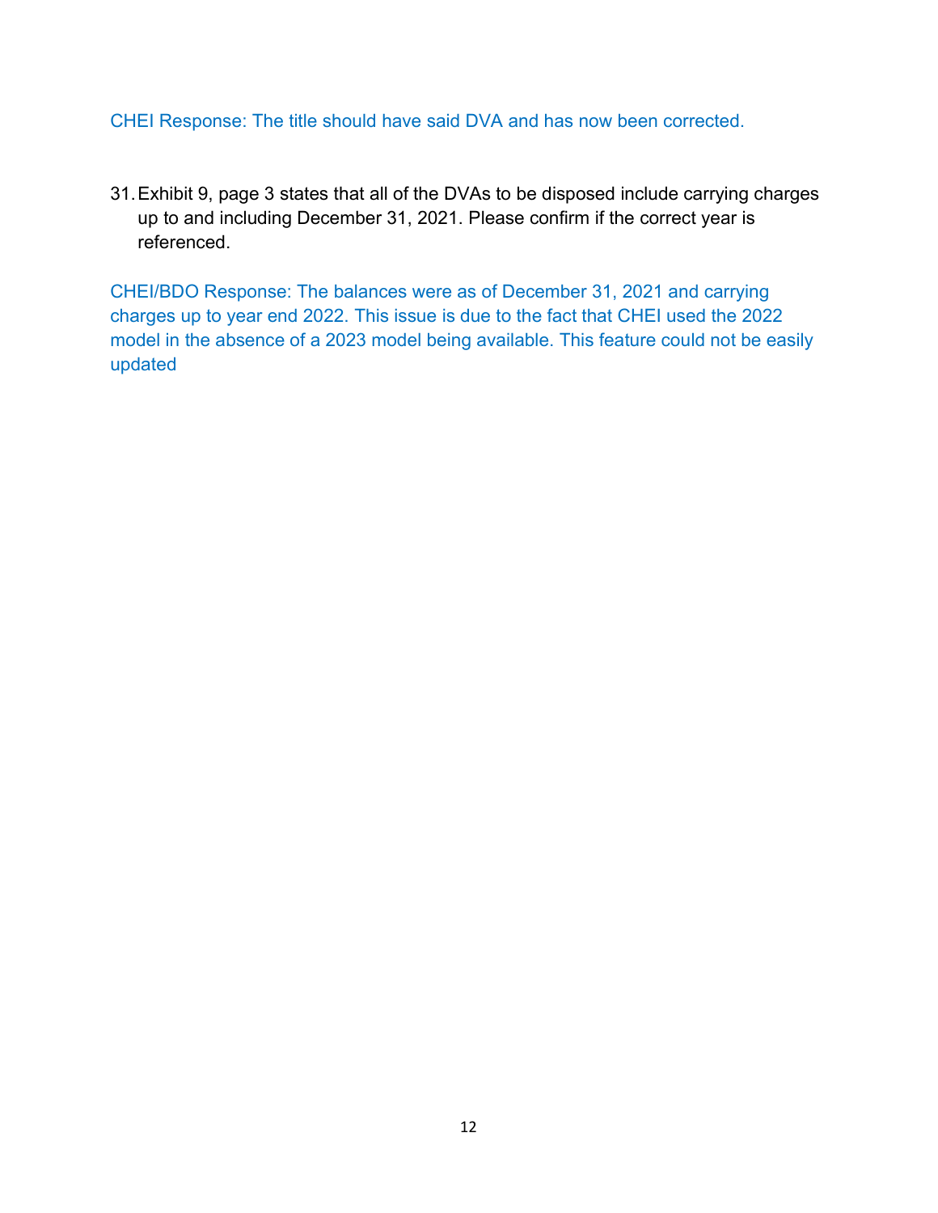CHEI Response: The title should have said DVA and has now been corrected.

31. Exhibit 9, page 3 states that all of the DVAs to be disposed include carrying charges up to and including December 31, 2021. Please confirm if the correct year is referenced.

CHEI/BDO Response: The balances were as of December 31, 2021 and carrying charges up to year end 2022. This issue is due to the fact that CHEI used the 2022 model in the absence of a 2023 model being available. This feature could not be easily updated